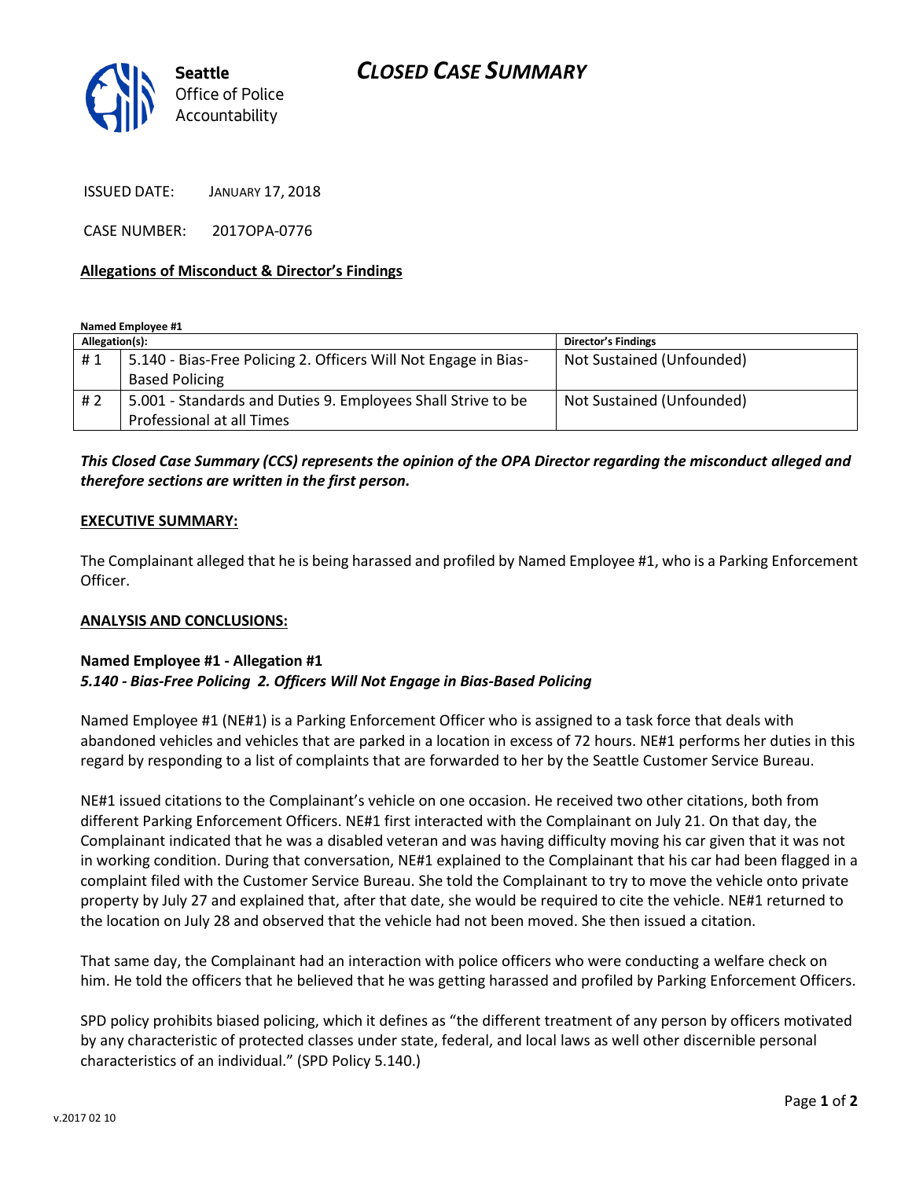# CLOSED CASE SUMMARY

Seattle Office of Police Accountability

ISSUED DATE: JANUARY 17, 2018

CASE NUMBER: 2017OPA-0776

**Allegations of Misconduct & Director's Findings**

**Named Employee #1**

| Allegation(s): | | Director's Findings |
|---|---|---|
| # 1 | 5.140 - Bias-Free Policing 2. Officers Will Not Engage in Bias-Based Policing | Not Sustained (Unfounded) |
| # 2 | 5.001 - Standards and Duties 9. Employees Shall Strive to be Professional at all Times | Not Sustained (Unfounded) |

***This Closed Case Summary (CCS) represents the opinion of the OPA Director regarding the misconduct alleged and therefore sections are written in the first person.***

**EXECUTIVE SUMMARY:**

The Complainant alleged that he is being harassed and profiled by Named Employee #1, who is a Parking Enforcement Officer.

**ANALYSIS AND CONCLUSIONS:**

**Named Employee #1 - Allegation #1**
***5.140 - Bias-Free Policing 2. Officers Will Not Engage in Bias-Based Policing***

Named Employee #1 (NE#1) is a Parking Enforcement Officer who is assigned to a task force that deals with abandoned vehicles and vehicles that are parked in a location in excess of 72 hours. NE#1 performs her duties in this regard by responding to a list of complaints that are forwarded to her by the Seattle Customer Service Bureau.

NE#1 issued citations to the Complainant's vehicle on one occasion. He received two other citations, both from different Parking Enforcement Officers. NE#1 first interacted with the Complainant on July 21. On that day, the Complainant indicated that he was a disabled veteran and was having difficulty moving his car given that it was not in working condition. During that conversation, NE#1 explained to the Complainant that his car had been flagged in a complaint filed with the Customer Service Bureau. She told the Complainant to try to move the vehicle onto private property by July 27 and explained that, after that date, she would be required to cite the vehicle. NE#1 returned to the location on July 28 and observed that the vehicle had not been moved. She then issued a citation.

That same day, the Complainant had an interaction with police officers who were conducting a welfare check on him. He told the officers that he believed that he was getting harassed and profiled by Parking Enforcement Officers.

SPD policy prohibits biased policing, which it defines as "the different treatment of any person by officers motivated by any characteristic of protected classes under state, federal, and local laws as well other discernible personal characteristics of an individual." (SPD Policy 5.140.)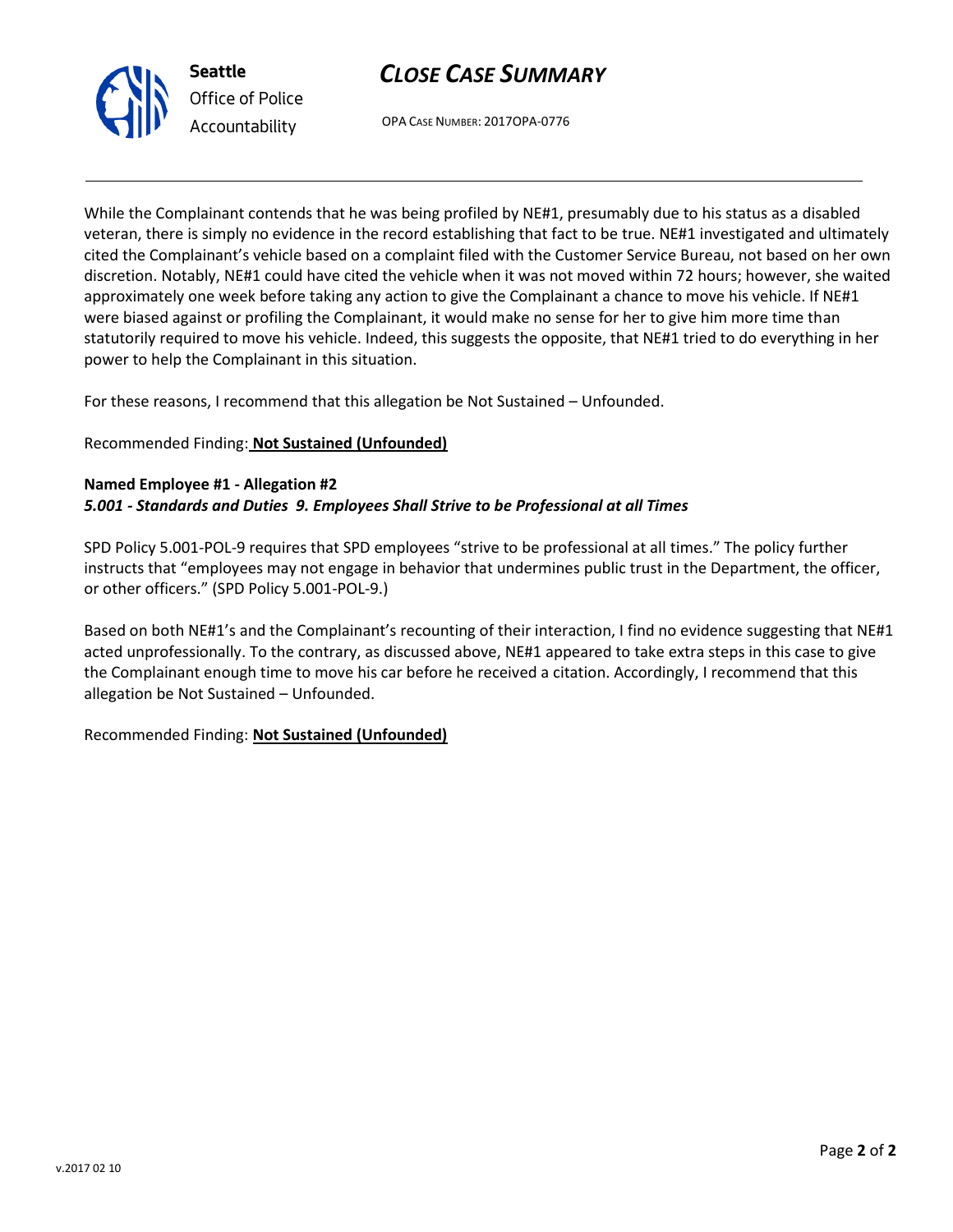While the Complainant contends that he was being profiled by NE#1, presumably due to his status as a disabled veteran, there is simply no evidence in the record establishing that fact to be true. NE#1 investigated and ultimately cited the Complainant's vehicle based on a complaint filed with the Customer Service Bureau, not based on her own discretion. Notably, NE#1 could have cited the vehicle when it was not moved within 72 hours; however, she waited approximately one week before taking any action to give the Complainant a chance to move his vehicle. If NE#1 were biased against or profiling the Complainant, it would make no sense for her to give him more time than statutorily required to move his vehicle. Indeed, this suggests the opposite, that NE#1 tried to do everything in her power to help the Complainant in this situation.

For these reasons, I recommend that this allegation be Not Sustained – Unfounded.

Recommended Finding: **Not Sustained (Unfounded)**

**Named Employee #1 - Allegation #2**
***5.001 - Standards and Duties 9. Employees Shall Strive to be Professional at all Times***

SPD Policy 5.001-POL-9 requires that SPD employees "strive to be professional at all times." The policy further instructs that "employees may not engage in behavior that undermines public trust in the Department, the officer, or other officers." (SPD Policy 5.001-POL-9.)

Based on both NE#1's and the Complainant's recounting of their interaction, I find no evidence suggesting that NE#1 acted unprofessionally. To the contrary, as discussed above, NE#1 appeared to take extra steps in this case to give the Complainant enough time to move his car before he received a citation. Accordingly, I recommend that this allegation be Not Sustained – Unfounded.

Recommended Finding: **Not Sustained (Unfounded)**